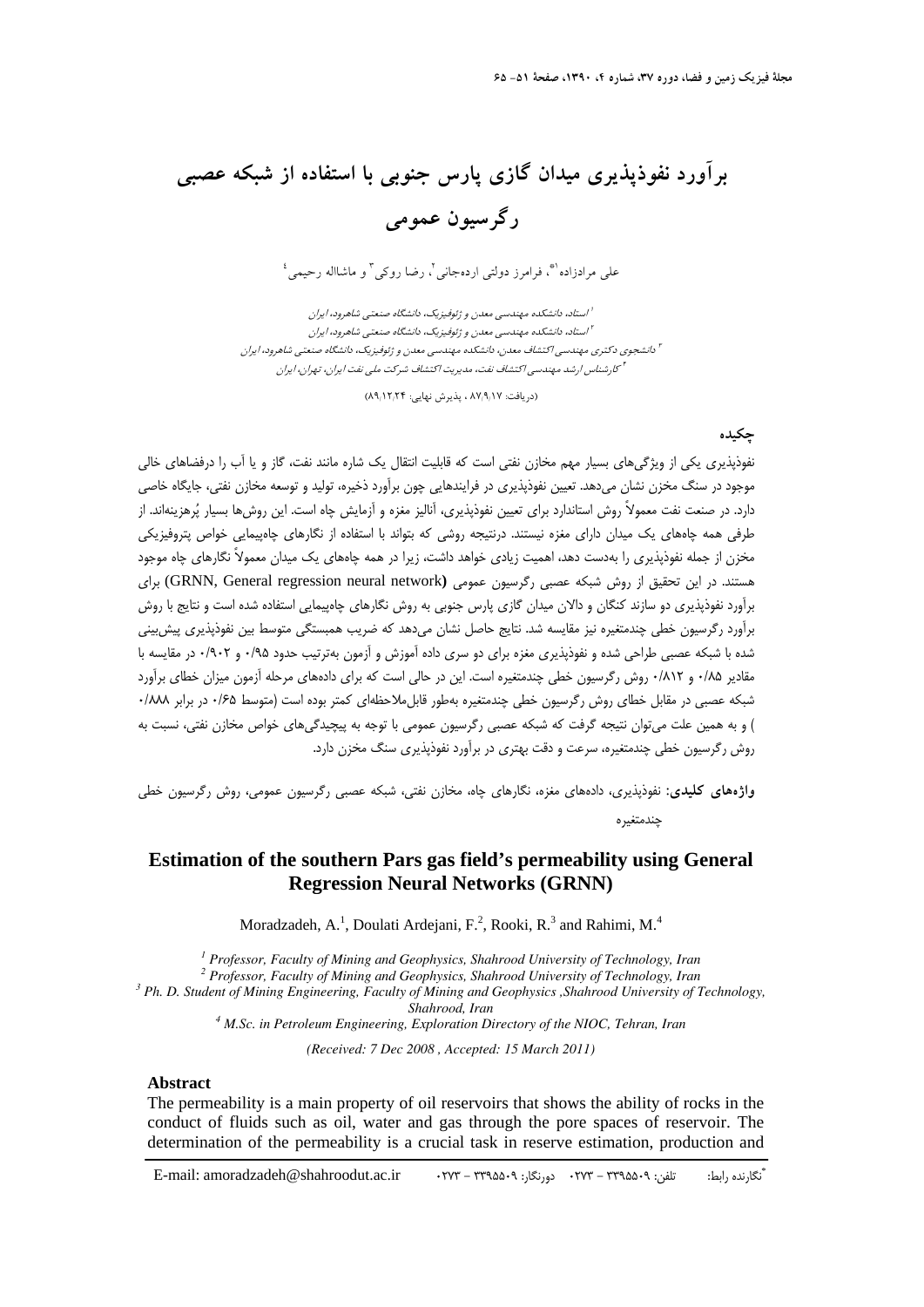# برآورد نفوذپذیری میدان گازی پارس جنوبی با استفاده از شبکه عصبی رگرسیون عمومی

علی مرادزاده[1*]، فرامرز دولتی اردهجانی[2]، رضا روکی[3] و ماشاالله رحیمی[4]

[1] استاد، دانشکده مهندسی معدن و ژئوفیزیک، دانشگاه صنعتی شاهرود، ایران
[2] استاد، دانشکده مهندسی معدن و ژئوفیزیک، دانشگاه صنعتی شاهرود، ایران
[3] دانشجوی دکتری مهندسی اکتشاف معدن، دانشکده مهندسی معدن و ژئوفیزیک، دانشگاه صنعتی شاهرود، ایران
[4] کارشناس ارشد مهندسی اکتشاف نفت، مدیریت اکتشاف شرکت ملی نفت ایران، تهران، ایران

(دریافت: ۸۷/۹/۱۷ ، پذیرش نهایی: ۸۹/۱۲/۲۴)

## چکیده

نفوذپذیری یکی از ویژگی‌های بسیار مهم مخازن نفتی است که قابلیت انتقال یک شاره مانند نفت، گاز و یا آب را درفضاهای خالی موجود در سنگ مخزن نشان می‌دهد. تعیین نفوذپذیری در فرایندهایی چون برآورد ذخیره، تولید و توسعه مخازن نفتی، جایگاه خاصی دارد. در صنعت نفت معمولاً روش استاندارد برای تعیین نفوذپذیری، آنالیز مغزه و آزمایش چاه است. این روش‌ها بسیار پُرهزینه‌اند. از طرفی همه چاه‌های یک میدان دارای مغزه نیستند. درنتیجه روشی که بتواند با استفاده از نگارهای چاه‌پیمایی خواص پتروفیزیکی مخزن از جمله نفوذپذیری را به‌دست دهد، اهمیت زیادی خواهد داشت، زیرا در همه چاه‌های یک میدان معمولاً نگارهای چاه موجود هستند. در این تحقیق از روش شبکه عصبی رگرسیون عمومی (GRNN, General regression neural network) برای برآورد نفوذپذیری دو سازند کنگان و دالان میدان گازی پارس جنوبی به روش نگارهای چاه‌پیمایی استفاده شده است و نتایج با روش برآورد رگرسیون خطی چندمتغیره نیز مقایسه شد. نتایج حاصل نشان می‌دهد که ضریب همبستگی متوسط بین نفوذپذیری پیش‌بینی شده با شبکه عصبی طراحی شده و نفوذپذیری مغزه برای دو سری داده آموزش و آزمون به‌ترتیب حدود ۰/۹۵ و ۰/۹۰۲ در مقایسه با مقادیر ۰/۸۵ و ۰/۸۱۲ روش رگرسیون خطی چندمتغیره است. این در حالی است که برای داده‌های مرحله آزمون میزان خطای برآورد شبکه عصبی در مقابل خطای روش رگرسیون خطی چندمتغیره به‌طور قابل‌ملاحظه‌ای کمتر بوده است (متوسط ۰/۶۵ در برابر ۰/۸۸۸) و به همین علت می‌توان نتیجه گرفت که شبکه عصبی رگرسیون عمومی با توجه به پیچیدگی‌های خواص مخازن نفتی، نسبت به روش رگرسیون خطی چندمتغیره، سرعت و دقت بهتری در برآورد نفوذپذیری سنگ مخزن دارد.

**واژه‌های کلیدی:** نفوذپذیری، داده‌های مغزه، نگارهای چاه، مخازن نفتی، شبکه عصبی رگرسیون عمومی، روش رگرسیون خطی چندمتغیره

## Estimation of the southern Pars gas field's permeability using General Regression Neural Networks (GRNN)

Moradzadeh, A.[1], Doulati Ardejani, F.[2], Rooki, R.[3] and Rahimi, M.[4]

*[1] Professor, Faculty of Mining and Geophysics, Shahrood University of Technology, Iran*
*[2] Professor, Faculty of Mining and Geophysics, Shahrood University of Technology, Iran*
*[3] Ph. D. Student of Mining Engineering, Faculty of Mining and Geophysics ,Shahrood University of Technology, Shahrood, Iran*
*[4] M.Sc. in Petroleum Engineering, Exploration Directory of the NIOC, Tehran, Iran*

*(Received: 7 Dec 2008 , Accepted: 15 March 2011)*

### Abstract

The permeability is a main property of oil reservoirs that shows the ability of rocks in the conduct of fluids such as oil, water and gas through the pore spaces of reservoir. The determination of the permeability is a crucial task in reserve estimation, production and

---

*نگارنده رابط: تلفن: ۳۳۹۵۵۰۹ - ۰۲۷۳ دورنگار: ۳۳۹۵۵۰۹ - ۰۲۷۳ E-mail: amoradzadeh@shahroodut.ac.ir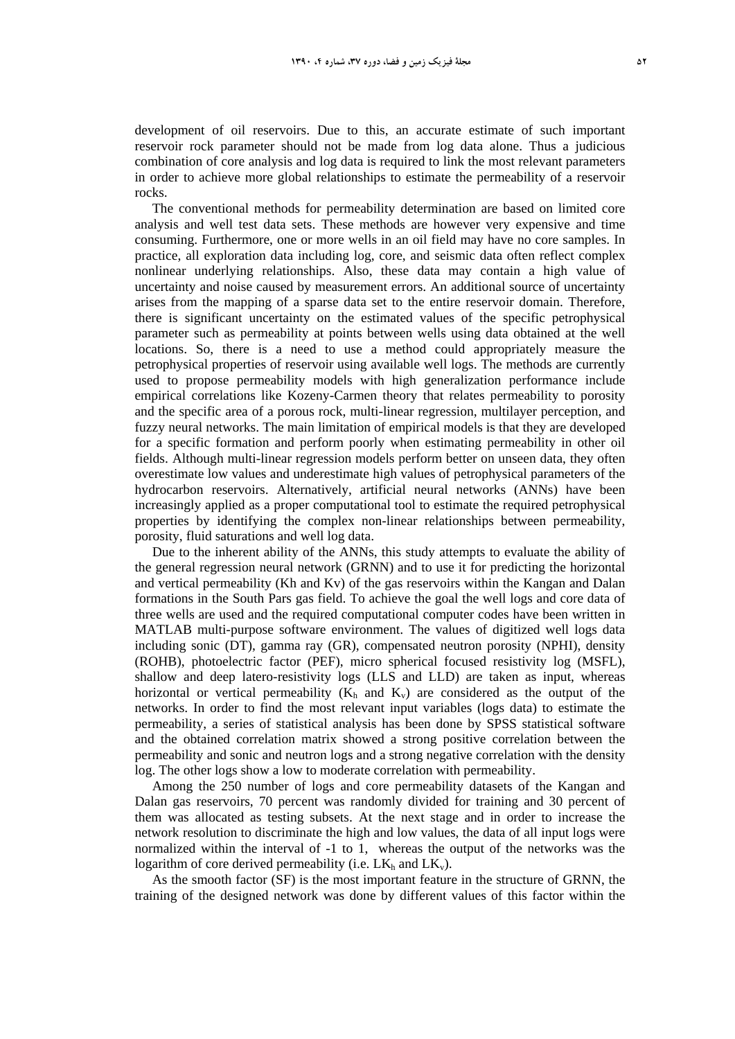development of oil reservoirs. Due to this, an accurate estimate of such important reservoir rock parameter should not be made from log data alone. Thus a judicious combination of core analysis and log data is required to link the most relevant parameters in order to achieve more global relationships to estimate the permeability of a reservoir rocks.

The conventional methods for permeability determination are based on limited core analysis and well test data sets. These methods are however very expensive and time consuming. Furthermore, one or more wells in an oil field may have no core samples. In practice, all exploration data including log, core, and seismic data often reflect complex nonlinear underlying relationships. Also, these data may contain a high value of uncertainty and noise caused by measurement errors. An additional source of uncertainty arises from the mapping of a sparse data set to the entire reservoir domain. Therefore, there is significant uncertainty on the estimated values of the specific petrophysical parameter such as permeability at points between wells using data obtained at the well locations. So, there is a need to use a method could appropriately measure the petrophysical properties of reservoir using available well logs. The methods are currently used to propose permeability models with high generalization performance include empirical correlations like Kozeny-Carmen theory that relates permeability to porosity and the specific area of a porous rock, multi-linear regression, multilayer perception, and fuzzy neural networks. The main limitation of empirical models is that they are developed for a specific formation and perform poorly when estimating permeability in other oil fields. Although multi-linear regression models perform better on unseen data, they often overestimate low values and underestimate high values of petrophysical parameters of the hydrocarbon reservoirs. Alternatively, artificial neural networks (ANNs) have been increasingly applied as a proper computational tool to estimate the required petrophysical properties by identifying the complex non-linear relationships between permeability, porosity, fluid saturations and well log data.

Due to the inherent ability of the ANNs, this study attempts to evaluate the ability of the general regression neural network (GRNN) and to use it for predicting the horizontal and vertical permeability (Kh and Kv) of the gas reservoirs within the Kangan and Dalan formations in the South Pars gas field. To achieve the goal the well logs and core data of three wells are used and the required computational computer codes have been written in MATLAB multi-purpose software environment. The values of digitized well logs data including sonic (DT), gamma ray (GR), compensated neutron porosity (NPHI), density (ROHB), photoelectric factor (PEF), micro spherical focused resistivity log (MSFL), shallow and deep latero-resistivity logs (LLS and LLD) are taken as input, whereas horizontal or vertical permeability ($K_h$ and $K_v$) are considered as the output of the networks. In order to find the most relevant input variables (logs data) to estimate the permeability, a series of statistical analysis has been done by SPSS statistical software and the obtained correlation matrix showed a strong positive correlation between the permeability and sonic and neutron logs and a strong negative correlation with the density log. The other logs show a low to moderate correlation with permeability.

Among the 250 number of logs and core permeability datasets of the Kangan and Dalan gas reservoirs, 70 percent was randomly divided for training and 30 percent of them was allocated as testing subsets. At the next stage and in order to increase the network resolution to discriminate the high and low values, the data of all input logs were normalized within the interval of -1 to 1, whereas the output of the networks was the logarithm of core derived permeability (i.e. $LK_h$ and $LK_v$).

As the smooth factor (SF) is the most important feature in the structure of GRNN, the training of the designed network was done by different values of this factor within the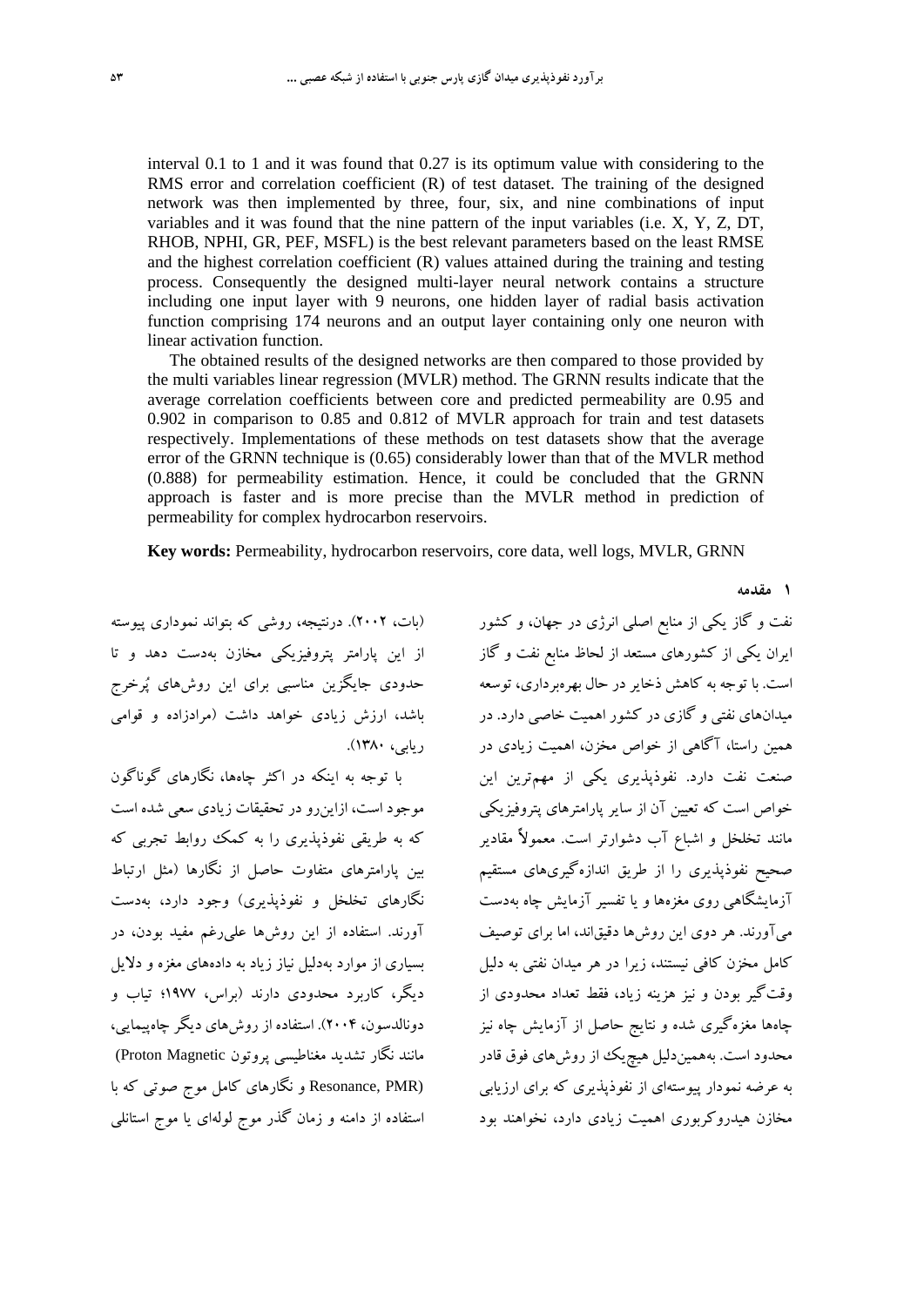interval 0.1 to 1 and it was found that 0.27 is its optimum value with considering to the RMS error and correlation coefficient (R) of test dataset. The training of the designed network was then implemented by three, four, six, and nine combinations of input variables and it was found that the nine pattern of the input variables (i.e. X, Y, Z, DT, RHOB, NPHI, GR, PEF, MSFL) is the best relevant parameters based on the least RMSE and the highest correlation coefficient (R) values attained during the training and testing process. Consequently the designed multi-layer neural network contains a structure including one input layer with 9 neurons, one hidden layer of radial basis activation function comprising 174 neurons and an output layer containing only one neuron with linear activation function.

The obtained results of the designed networks are then compared to those provided by the multi variables linear regression (MVLR) method. The GRNN results indicate that the average correlation coefficients between core and predicted permeability are 0.95 and 0.902 in comparison to 0.85 and 0.812 of MVLR approach for train and test datasets respectively. Implementations of these methods on test datasets show that the average error of the GRNN technique is (0.65) considerably lower than that of the MVLR method (0.888) for permeability estimation. Hence, it could be concluded that the GRNN approach is faster and is more precise than the MVLR method in prediction of permeability for complex hydrocarbon reservoirs.

**Key words:** Permeability, hydrocarbon reservoirs, core data, well logs, MVLR, GRNN

## ۱ مقدمه

نفت و گاز یکی از منابع اصلی انرژی در جهان، و کشور ایران یکی از کشورهای مستعد از لحاظ منابع نفت و گاز است. با توجه به کاهش ذخایر در حال بهره‌برداری، توسعه میدان‌های نفتی و گازی در کشور اهمیت خاصی دارد. در همین راستا، آگاهی از خواص مخزن، اهمیت زیادی در صنعت نفت دارد. نفوذپذیری یکی از مهم‌ترین این خواص است که تعیین آن از سایر پارامترهای پتروفیزیکی مانند تخلخل و اشباع آب دشوارتر است. معمولاً مقادیر صحیح نفوذپذیری را از طریق اندازه‌گیری‌های مستقیم آزمایشگاهی روی مغزه‌ها و یا تفسیر آزمایش چاه به‌دست می‌آورند. هر دوی این روش‌ها دقیق‌اند، اما برای توصیف کامل مخزن کافی نیستند، زیرا در هر میدان نفتی به دلیل وقت‌گیر بودن و نیز هزینه زیاد، فقط تعداد محدودی از چاه‌ها مغزه‌گیری شده و نتایج حاصل از آزمایش چاه نیز محدود است. به‌همین‌دلیل هیچ‌یک از روش‌های فوق قادر به عرضه نمودار پیوسته‌ای از نفوذپذیری که برای ارزیابی مخازن هیدروکربوری اهمیت زیادی دارد، نخواهند بود (بات، ۲۰۰۲). درنتیجه، روشی که بتواند نموداری پیوسته از این پارامتر پتروفیزیکی مخازن به‌دست دهد و تا حدودی جایگزین مناسبی برای این روش‌های پُرخرج باشد، ارزش زیادی خواهد داشت (مرادزاده و قوامی ریابی، ۱۳۸۰).

با توجه به اینکه در اکثر چاه‌ها، نگارهای گوناگون موجود است، ازاین‌رو در تحقیقات زیادی سعی شده است که به طریقی نفوذپذیری را به کمک روابط تجربی که بین پارامترهای متفاوت حاصل از نگارها (مثل ارتباط نگارهای تخلخل و نفوذپذیری) وجود دارد، به‌دست آورند. استفاده از این روش‌ها علی‌رغم مفید بودن، در بسیاری از موارد به‌دلیل نیاز زیاد به داده‌های مغزه و دلایل دیگر، کاربرد محدودی دارند (براس، ۱۹۷۷؛ تیاب و دونالدسون، ۲۰۰۴). استفاده از روش‌های دیگر چاه‌پیمایی، مانند نگار تشدید مغناطیسی پروتون (Proton Magnetic Resonance, PMR) و نگارهای کامل موج صوتی که با استفاده از دامنه و زمان گذر موج لوله‌ای یا موج استانلی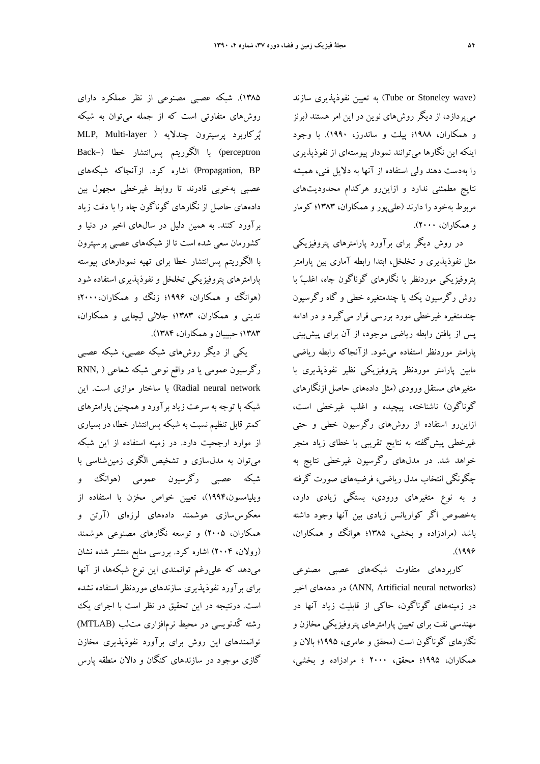(Tube or Stoneley wave) به تعیین نفوذپذیری سازند می‌پردازد، از دیگر روش‌های نوین در این امر هستند (برنز و همکاران، ۱۹۸۸؛ پیلت و ساندرز، ۱۹۹۰). با وجود اینکه این نگارها می‌توانند نمودار پیوسته‌ای از نفوذپذیری را به‌دست دهند ولی استفاده از آنها به دلایل فنی، همیشه نتایج مطمئنی ندارد و ازاین‌رو هرکدام محدودیت‌های مربوط به‌خود را دارند (علی‌پور و همکاران، ۱۳۸۳؛ کومار و همکاران، ۲۰۰۰).

در روش دیگر برای برآورد پارامترهای پتروفیزیکی مثل نفوذپذیری و تخلخل، ابتدا رابطه آماری بین پارامتر پتروفیزیکی موردنظر با نگارهای گوناگون چاه، اغلبً با روش رگرسیون یک یا چندمتغیره خطی و گاه رگرسیون چندمتغیره غیرخطی مورد بررسی قرار می‌گیرد و در ادامه پس از یافتن رابطه ریاضی موجود، از آن برای پیش‌بینی پارامتر موردنظر استفاده می‌شود. ازآنجاکه رابطه ریاضی مابین پارامتر موردنظر پتروفیزیکی نظیر نفوذپذیری با متغیرهای مستقل ورودی (مثل داده‌های حاصل ازنگارهای گوناگون) ناشناخته، پیچیده و اغلب غیرخطی است، ازاین‌رو استفاده از روش‌های رگرسیون خطی و حتی غیرخطی پیش‌گفته به نتایج تقریبی با خطای زیاد منجر خواهد شد. در مدل‌های رگرسیون غیرخطی نتایج به چگونگی انتخاب مدل ریاضی، فرضیه‌های صورت گرفته و به نوع متغیرهای ورودی، بستگی زیادی دارد، به‌خصوص اگر کواریانس زیادی بین آنها وجود داشته باشد (مرادزاده و بخشی، ۱۳۸۵؛ هوانگ و همکاران، ۱۹۹۶).

کاربردهای متفاوت شبکه‌های عصبی مصنوعی (ANN, Artificial neural networks) در دهه‌های اخیر در زمینه‌های گوناگون، حاکی از قابلیت زیاد آنها در مهندسی نفت برای تعیین پارامترهای پتروفیزیکی مخازن و نگارهای گوناگون است (محقق و عامری، ۱۹۹۵؛ بالان و همکاران، ۱۹۹۵؛ محقق، ۲۰۰۰ ؛ مرادزاده و بخشی، ۱۳۸۵). شبکه عصبی مصنوعی از نظر عملکرد دارای روش‌های متفاوتی است که از جمله می‌توان به شبکه پُرکاربرد پرسپترون چندلایه (MLP, Multi-layer perceptron) با الگوریتم پس‌انتشار خطا (Back–Propagation, BP) اشاره کرد. ازآنجاکه شبکه‌های عصبی به‌خوبی قادرند تا روابط غیرخطی مجهول بین داده‌های حاصل از نگارهای گوناگون چاه را با دقت زیاد برآورد کنند. به همین دلیل در سال‌های اخیر در دنیا و کشورمان سعی شده است تا از شبکه‌های عصبی پرسپترون با الگوریتم پس‌انتشار خطا برای تهیه نمودارهای پیوسته پارامترهای پتروفیزیکی تخلخل و نفوذپذیری استفاده شود (هوانگ و همکاران، ۱۹۹۶؛ زنگ و همکاران،۲۰۰۰؛ تدینی و همکاران، ۱۳۸۳؛ جلالی لیچایی و همکاران، ۱۳۸۳؛ حبیبیان و همکاران، ۱۳۸۴).

یکی از دیگر روش‌های شبکه عصبی، شبکه عصبی رگرسیون عمومی یا در واقع نوعی شبکه شعاعی (RNN, Radial neural network) با ساختار موازی است. این شبکه با توجه به سرعت زیاد برآورد و همچنین پارامترهای کمتر قابل تنظیم نسبت به شبکه پس‌انتشار خطا، در بسیاری از موارد ارجحیت دارد. در زمینه استفاده از این شبکه می‌توان به مدل‌سازی و تشخیص الگوی زمین‌شناسی با شبکه عصبی رگرسیون عمومی (هوانگ و ویلیامسون،۱۹۹۴)، تعیین خواص مخزن با استفاده از معکوس‌سازی هوشمند داده‌های لرزه‌ای (آرتن و همکاران، ۲۰۰۵) و توسعه نگارهای مصنوعی هوشمند (رولان، ۲۰۰۴) اشاره کرد. بررسی منابع منتشر شده نشان می‌دهد که علی‌رغم توانمندی این نوع شبکه‌ها، از آنها برای برآورد نفوذپذیری سازندهای موردنظر استفاده نشده است. درنتیجه در این تحقیق در نظر است با اجرای یک رشته کُدنویسی در محیط نرم‌افزاری مت‌لب (MTLAB) توانمندهای این روش برای برآورد نفوذپذیری مخازن گازی موجود در سازندهای کنگان و دالان منطقه پارس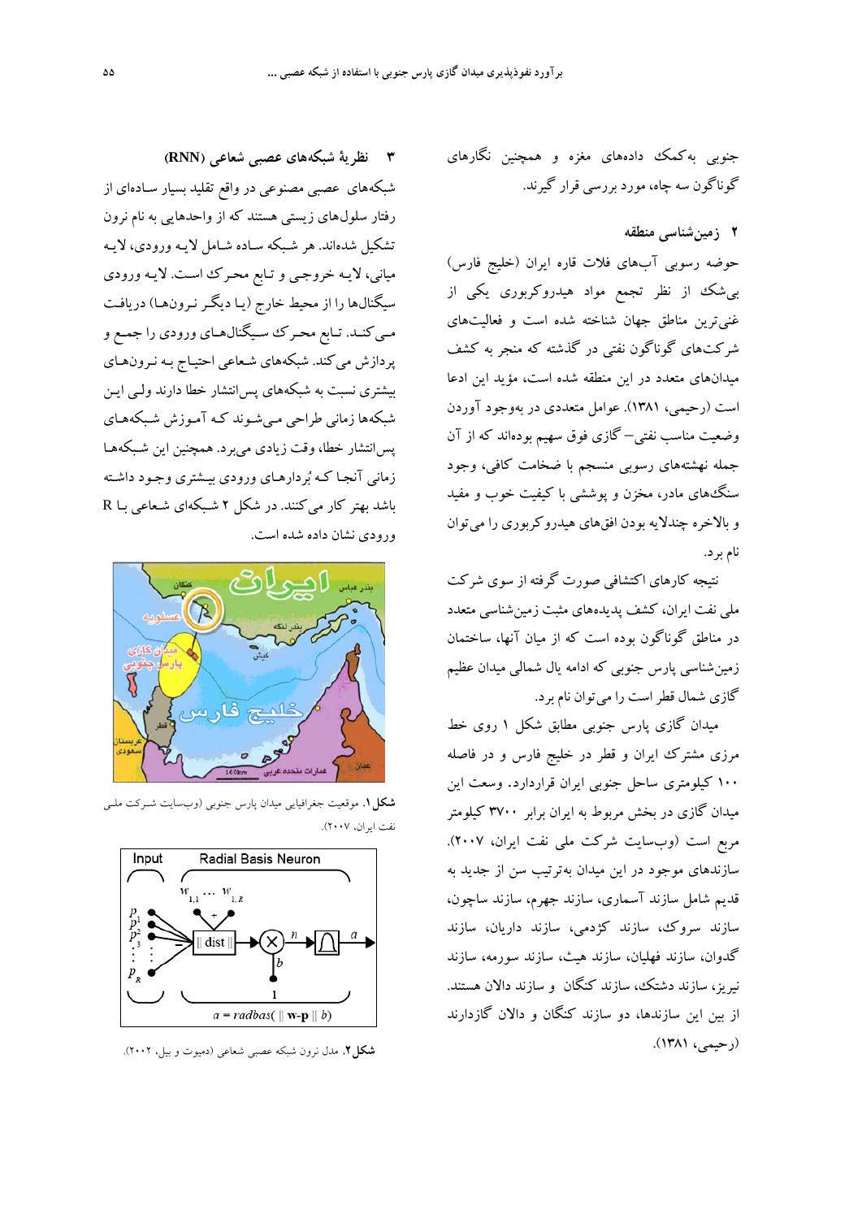جنوبی به‌کمک داده‌های مغزه و همچنین نگارهای گوناگون سه چاه، مورد بررسی قرار گیرند.

## ۲ زمین‌شناسی منطقه

حوضه رسوبی آب‌های فلات قاره ایران (خلیج فارس) بی‌شک از نظر تجمع مواد هیدروکربوری یکی از غنی‌ترین مناطق جهان شناخته شده است و فعالیت‌های شرکت‌های گوناگون نفتی در گذشته که منجر به کشف میدان‌های متعدد در این منطقه شده است، مؤید این ادعا است (رحیمی، ۱۳۸۱). عوامل متعددی در به‌وجود آوردن وضعیت مناسب نفتی– گازی فوق سهیم بوده‌اند که از آن جمله نهشته‌های رسوبی منسجم با ضخامت کافی، وجود سنگ‌های مادر، مخزن و پوششی با کیفیت خوب و مفید و بالاخره چندلایه بودن افق‌های هیدروکربوری را می‌توان نام برد.

نتیجه کارهای اکتشافی صورت گرفته از سوی شرکت ملی نفت ایران، کشف پدیده‌های مثبت زمین‌شناسی متعدد در مناطق گوناگون بوده است که از میان آنها، ساختمان زمین‌شناسی پارس جنوبی که ادامه یال شمالی میدان عظیم گازی شمال قطر است را می‌توان نام برد.

میدان گازی پارس جنوبی مطابق شکل ۱ روی خط مرزی مشترک ایران و قطر در خلیج فارس و در فاصله ۱۰۰ کیلومتری ساحل جنوبی ایران قراردارد. وسعت این میدان گازی در بخش مربوط به ایران برابر ۳۷۰۰ کیلومتر مربع است (وب‌سایت شرکت ملی نفت ایران، ۲۰۰۷). سازندهای موجود در این میدان به‌ترتیب سن از جدید به قدیم شامل سازند آسماری، سازند جهرم، سازند ساچون، سازند سروک، سازند کژدمی، سازند داریان، سازند گدوان، سازند فهلیان، سازند هیث، سازند سورمه، سازند نیریز، سازند دشتک، سازند کنگان و سازند دالان هستند. از بین این سازندها، دو سازند کنگان و دالان گازدارند (رحیمی، ۱۳۸۱).

## ۳ نظریهٔ شبکه‌های عصبی شعاعی (RNN)

شبکه‌های عصبی مصنوعی در واقع تقلید بسیار ساده‌ای از رفتار سلول‌های زیستی هستند که از واحدهایی به نام نرون تشکیل شده‌اند. هر شبکه ساده شامل لایه ورودی، لایه میانی، لایه خروجی و تابع محرک است. لایه ورودی سیگنال‌ها را از محیط خارج (یا دیگر نرون‌ها) دریافت می‌کند. تابع محرک سیگنال‌های ورودی را جمع و پردازش می‌کند. شبکه‌های شعاعی احتیاج به نرون‌های بیشتری نسبت به شبکه‌های پس‌انتشار خطا دارند ولی این شبکه‌ها زمانی طراحی می‌شوند که آموزش شبکه‌های پس‌انتشار خطا، وقت زیادی می‌برد. همچنین این شبکه‌ها زمانی آنجا که بُردارهای ورودی بیشتری وجود داشته باشد بهتر کار می‌کنند. در شکل ۲ شبکه‌ای شعاعی با R ورودی نشان داده شده است.

**شکل ۱.** موقعیت جغرافیایی میدان پارس جنوبی (وب‌سایت شرکت ملی نفت ایران، ۲۰۰۷).

**شکل ۲.** مدل نرون شبکه عصبی شعاعی (دمیوث و بیل، ۲۰۰۲).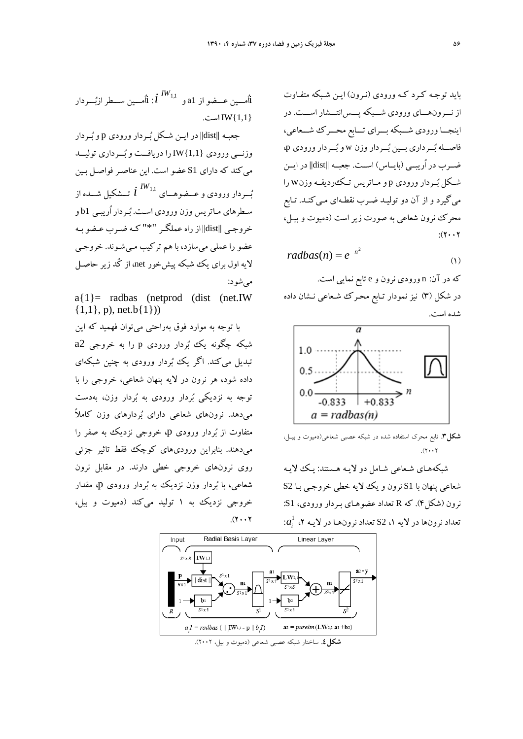باید توجه کرد که ورودی (نرون) این شبکه متفاوت از نرون‌های ورودی شبکه پس‌انتشار است. در اینجا ورودی شبکه برای تابع محرک شعاعی، فاصله بُرداری بین بُردار وزن w و بُردار ورودی p، ضرب در اُریبی (بایاس) است. جعبه ||dist|| در این شکل بُردار ورودی p و ماتریس تک‌ردیفه وزن w را می‌گیرد و از آن دو تولید ضرب نقطه‌ای می‌کند. تابع محرک نرون شعاعی به صورت زیر است (دموت و بیل، ۲۰۰۲):

$$radbas(n) = e^{-n^2} \tag{1}$$

که در آن: n ورودی نرون و e تابع نمایی است. در شکل (۳) نیز نمودار تابع محرک شعاعی نشان داده شده است.

**شکل۳.** تابع محرک استفاده شده در شبکه عصبی شعاعی(دموت و بیل، ۲۰۰۲).

شبکه‌های شعاعی شامل دو لایه هستند: یک لایه شعاعی پنهان با S1 نرون و یک لایه خطی خروجی با S2 نرون (شکل۴). که R تعداد عضوهای بردار ورودی، S1: تعداد نرون‌ها در لایه ۱، S2 تعداد نرون‌ها در لایه ۲، $a_i^1$: اُمین عضو از a1 و $_i IW_{1,1}$: اُمین سطر از بُردار IW{1,1} است.

جعبه ||dist|| در این شکل بُردار ورودی p و بُردار وزنی ورودی IW{1,1} را دریافت و بُرداری تولید می‌کند که دارای S1 عضو است. این عناصر فواصل بین بُردار ورودی و عضوهای $_i IW_{1,1}$ تشکیل شده از سطرهای ماتریس وزن ورودی است. بُردار اُریبی b1 و خروجی ||dist|| از راه عملگر "*" که ضرب عضو به عضو را عملی می‌سازد، با هم ترکیب می‌شوند. خروجی لایه اول برای یک شبکه پیش‌خور net، از کُد زیر حاصل می‌شود:

```
a{1}= radbas (netprod (dist (net.IW {1,1}, p), net.b{1}))
```

با توجه به موارد فوق به‌راحتی می‌توان فهمید که این شبکه چگونه یک بُردار ورودی p را به خروجی a2 تبدیل می‌کند. اگر یک بُردار ورودی به چنین شبکه‌ای داده شود، هر نرون در لایه پنهان شعاعی، خروجی را با توجه به نزدیکی بُردار ورودی به بُردار وزن، به‌دست می‌دهد. نرون‌های شعاعی دارای بُردارهای وزن کاملاً متفاوت از بُردار ورودی p، خروجی نزدیک به صفر را می‌دهند. بنابراین ورودی‌های کوچک فقط تاثیر جزئی روی نرون‌های خروجی خطی دارند. در مقابل نرون شعاعی، با بُردار وزن نزدیک به بُردار ورودی p، مقدار خروجی نزدیک به ۱ تولید می‌کند (دموت و بیل، ۲۰۰۲).

**شکل ٤.** ساختار شبکه عصبی شعاعی (دموت و بیل، ۲۰۰۲).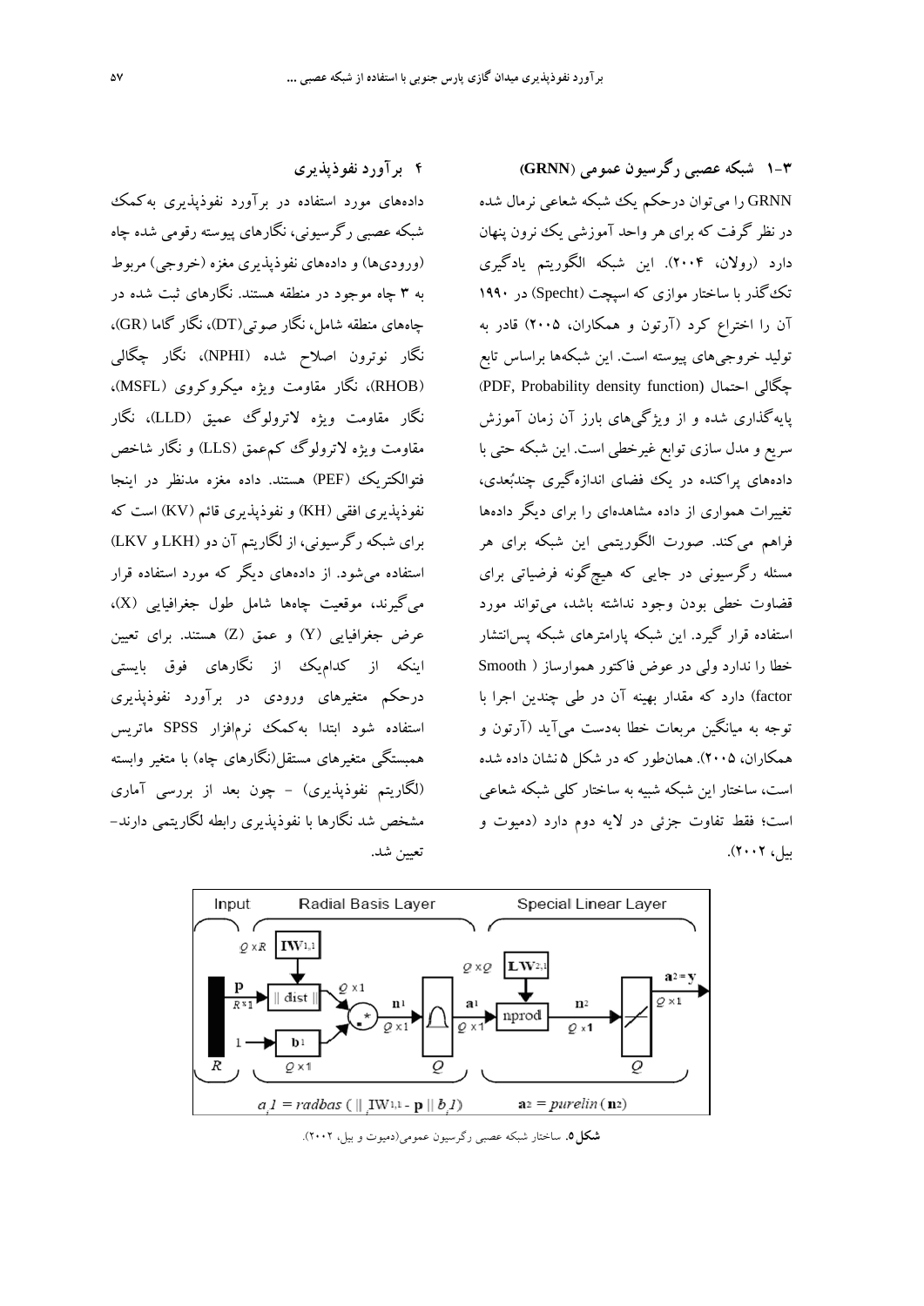## ۳-۱ شبکه عصبی رگرسیون عمومی (GRNN)

GRNN را می‌توان درحکم یک شبکه شعاعی نرمال شده در نظر گرفت که برای هر واحد آموزشی یک نرون پنهان دارد (رولان، ۲۰۰۴). این شبکه الگوریتم یادگیری تک‌گذر با ساختار موازی که اسپچت (Specht) در ۱۹۹۰ آن را اختراع کرد (آرتون و همکاران، ۲۰۰۵) قادر به تولید خروجی‌های پیوسته است. این شبکه‌ها براساس تابع چگالی احتمال (PDF, Probability density function) پایه‌گذاری شده و از ویژگی‌های بارز آن زمان آموزش سریع و مدل سازی توابع غیرخطی است. این شبکه حتی با داده‌های پراکنده در یک فضای اندازه‌گیری چندبُعدی، تغییرات هموار از داده مشاهده‌ای را برای دیگر داده‌ها فراهم می‌کند. صورت الگوریتمی این شبکه برای هر مسئله رگرسیونی در جایی که هیچ‌گونه فرضیاتی برای قضاوت خطی بودن وجود نداشته باشد، می‌تواند مورد استفاده قرار گیرد. این شبکه پارامترهای شبکه پس‌انتشار خطا را ندارد ولی در عوض فاکتور هموارساز (Smooth factor) دارد که مقدار بهینه آن در طی چندین اجرا با توجه به میانگین مربعات خطا به‌دست می‌آید (آرتون و همکاران، ۲۰۰۵). همان‌طور که در شکل ۵ نشان داده شده است، ساختار این شبکه شبیه به ساختار کلی شبکه شعاعی است؛ فقط تفاوت جزئی در لایه دوم دارد (دمیوت و بیل، ۲۰۰۲).

## ۴ برآورد نفوذپذیری

داده‌های مورد استفاده در برآورد نفوذپذیری به‌کمک شبکه عصبی رگرسیونی، نگارهای پیوسته رقومی شده چاه (ورودی‌ها) و داده‌های نفوذپذیری مغزه (خروجی) مربوط به ۳ چاه موجود در منطقه هستند. نگارهای ثبت شده در چاه‌های منطقه شامل، نگار صوتی(DT)، نگار گاما (GR)، نگار نوترون اصلاح شده (NPHI)، نگار چگالی (RHOB)، نگار مقاومت ویژه میکروکروی (MSFL)، نگار مقاومت ویژه لاترولوگ عمیق (LLD)، نگار مقاومت ویژه لاترولوگ کم‌عمق (LLS) و نگار شاخص فوتوالکتریک (PEF) هستند. داده مغزه مدنظر در اینجا نفوذپذیری افقی (KH) و نفوذپذیری قائم (KV) است که برای شبکه رگرسیونی، از لگاریتم آن دو (LKH و LKV) استفاده می‌شود. از داده‌های دیگر که مورد استفاده قرار می‌گیرند، موقعیت چاه‌ها شامل طول جغرافیایی (X)، عرض جغرافیایی (Y) و عمق (Z) هستند. برای تعیین اینکه از کدام‌یک از نگارهای فوق بایستی درحکم متغیرهای ورودی در برآورد نفوذپذیری استفاده شود ابتدا به‌کمک نرم‌افزار SPSS ماتریس همبستگی متغیرهای مستقل(نگارهای چاه) با متغیر وابسته (لگاریتم نفوذپذیری) - چون بعد از بررسی آماری مشخص شد نگارها با نفوذپذیری رابطه لگاریتمی دارند- تعیین شد.

$$a_1 = radbas(\| IW_{1,1} - \mathbf{p} \| b_1) \qquad \mathbf{a}_2 = purelin(\mathbf{n}_2)$$

**شکل ۵.** ساختار شبکه عصبی رگرسیون عمومی(دمیوت و بیل، ۲۰۰۲).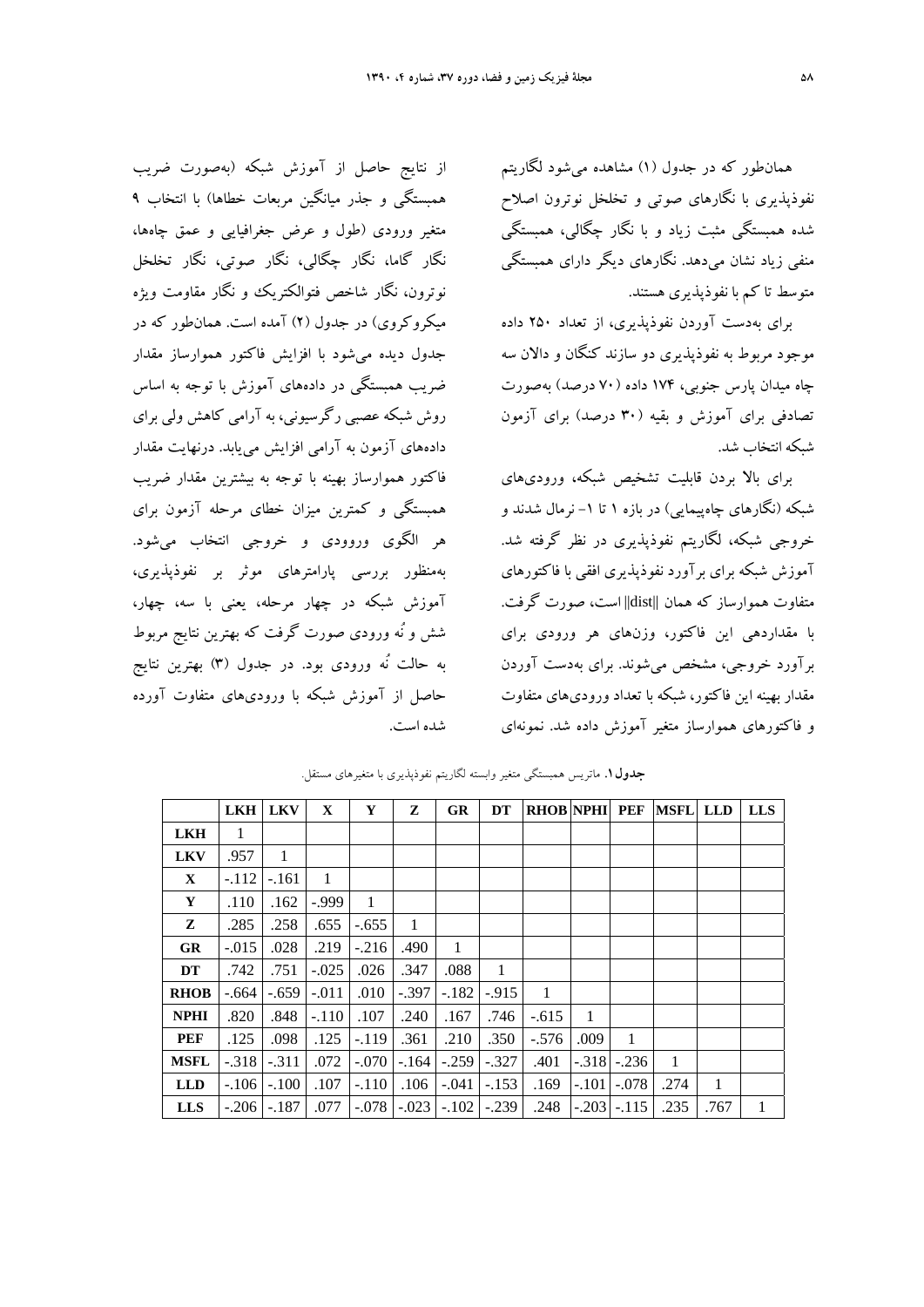همان‌طور که در جدول (۱) مشاهده می‌شود لگاریتم نفوذپذیری با نگارهای صوتی و تخلخل نوترون اصلاح شده همبستگی مثبت زیاد و با نگار چگالی، همبستگی منفی زیاد نشان می‌دهد. نگارهای دیگر دارای همبستگی متوسط تا کم با نفوذپذیری هستند.

برای به‌دست آوردن نفوذپذیری، از تعداد ۲۵۰ داده موجود مربوط به نفوذپذیری دو سازند کنگان و دالان سه چاه میدان پارس جنوبی، ۱۷۴ داده (۷۰ درصد) به‌صورت تصادفی برای آموزش و بقیه (۳۰ درصد) برای آزمون شبکه انتخاب شد.

برای بالا بردن قابلیت تشخیص شبکه، ورودی‌های شبکه (نگارهای چاه‌پیمایی) در بازه ۱ تا ۱- نرمال شدند و خروجی شبکه، لگاریتم نفوذپذیری در نظر گرفته شد. آموزش شبکه برای برآورد نفوذپذیری افقی با فاکتورهای متفاوت هموارساز که همان ||dist|| است، صورت گرفت. با مقداردهی این فاکتور، وزن‌های هر ورودی برای برآورد خروجی، مشخص می‌شوند. برای به‌دست آوردن مقدار بهینه این فاکتور، شبکه با تعداد ورودی‌های متفاوت و فاکتورهای هموارساز متغیر آموزش داده شد. نمونه‌ای از نتایج حاصل از آموزش شبکه (به‌صورت ضریب همبستگی و جذر میانگین مربعات خطاها) با انتخاب ۹ متغیر ورودی (طول و عرض جغرافیایی و عمق چاه‌ها، نگار گاما، نگار چگالی، نگار صوتی، نگار تخلخل نوترون، نگار شاخص فتوالکتریک و نگار مقاومت ویژه میکروکروی) در جدول (۲) آمده است. همان‌طور که در جدول دیده می‌شود با افزایش فاکتور هموارساز مقدار ضریب همبستگی در داده‌های آموزش با توجه به اساس روش شبکه عصبی رگرسیونی، به آرامی کاهش ولی برای داده‌های آزمون به آرامی افزایش می‌یابد. درنهایت مقدار فاکتور هموارساز بهینه با توجه به بیشترین مقدار ضریب همبستگی و کمترین میزان خطای مرحله آزمون برای هر الگوی ورودی و خروجی انتخاب می‌شود. به‌منظور بررسی پارامترهای موثر بر نفوذپذیری، آموزش شبکه در چهار مرحله، یعنی با سه، چهار، شش و نُه ورودی صورت گرفت که بهترین نتایج مربوط به حالت نُه ورودی بود. در جدول (۳) بهترین نتایج حاصل از آموزش شبکه با ورودی‌های متفاوت آورده شده است.

**جدول ۱.** ماتریس همبستگی متغیر وابسته لگاریتم نفوذپذیری با متغیرهای مستقل.

| | LKH | LKV | X | Y | Z | GR | DT | RHOB | NPHI | PEF | MSFL | LLD | LLS |
|---|---|---|---|---|---|---|---|---|---|---|---|---|---|
| **LKH** | 1 | | | | | | | | | | | | |
| **LKV** | .957 | 1 | | | | | | | | | | | |
| **X** | -.112 | -.161 | 1 | | | | | | | | | | |
| **Y** | .110 | .162 | -.999 | 1 | | | | | | | | | |
| **Z** | .285 | .258 | .655 | -.655 | 1 | | | | | | | | |
| **GR** | -.015 | .028 | .219 | -.216 | .490 | 1 | | | | | | | |
| **DT** | .742 | .751 | -.025 | .026 | .347 | .088 | 1 | | | | | | |
| **RHOB** | -.664 | -.659 | -.011 | .010 | -.397 | -.182 | -.915 | 1 | | | | | |
| **NPHI** | .820 | .848 | -.110 | .107 | .240 | .167 | .746 | -.615 | 1 | | | | |
| **PEF** | .125 | .098 | .125 | -.119 | .361 | .210 | .350 | -.576 | .009 | 1 | | | |
| **MSFL** | -.318 | -.311 | .072 | -.070 | -.164 | -.259 | -.327 | .401 | -.318 | -.236 | 1 | | |
| **LLD** | -.106 | -.100 | .107 | -.110 | .106 | -.041 | -.153 | .169 | -.101 | -.078 | .274 | 1 | |
| **LLS** | -.206 | -.187 | .077 | -.078 | -.023 | -.102 | -.239 | .248 | -.203 | -.115 | .235 | .767 | 1 |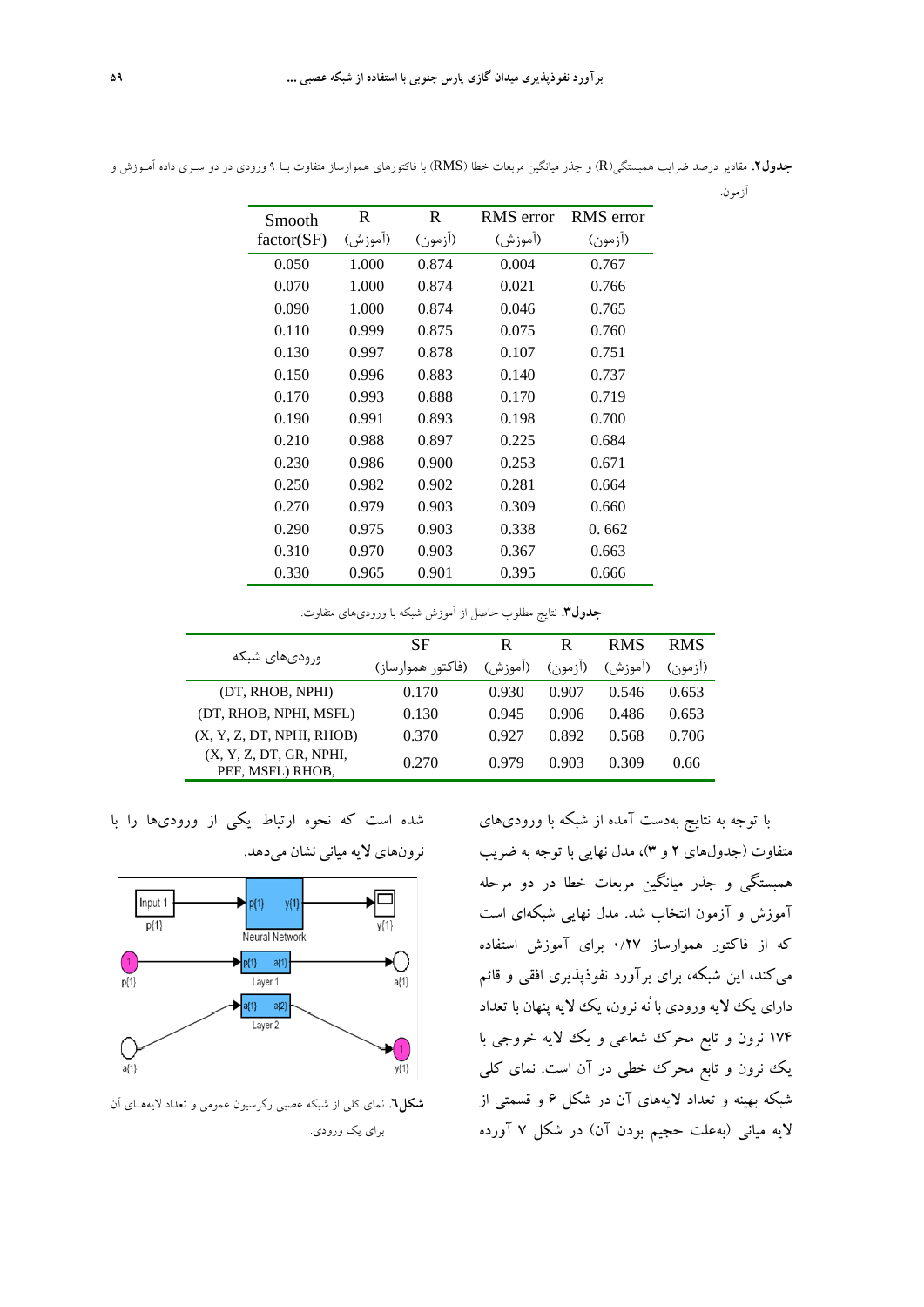**جدول۲.** مقادیر درصد ضرایب همبستگی(R) و جذر میانگین مربعات خطا (RMS) با فاکتورهای هموارساز متفاوت بـا ۹ ورودی در دو سـری داده آمـوزش و آزمون.

| Smooth factor(SF) | R (آموزش) | R (آزمون) | RMS error (آموزش) | RMS error (آزمون) |
|---|---|---|---|---|
| 0.050 | 1.000 | 0.874 | 0.004 | 0.767 |
| 0.070 | 1.000 | 0.874 | 0.021 | 0.766 |
| 0.090 | 1.000 | 0.874 | 0.046 | 0.765 |
| 0.110 | 0.999 | 0.875 | 0.075 | 0.760 |
| 0.130 | 0.997 | 0.878 | 0.107 | 0.751 |
| 0.150 | 0.996 | 0.883 | 0.140 | 0.737 |
| 0.170 | 0.993 | 0.888 | 0.170 | 0.719 |
| 0.190 | 0.991 | 0.893 | 0.198 | 0.700 |
| 0.210 | 0.988 | 0.897 | 0.225 | 0.684 |
| 0.230 | 0.986 | 0.900 | 0.253 | 0.671 |
| 0.250 | 0.982 | 0.902 | 0.281 | 0.664 |
| 0.270 | 0.979 | 0.903 | 0.309 | 0.660 |
| 0.290 | 0.975 | 0.903 | 0.338 | 0. 662 |
| 0.310 | 0.970 | 0.903 | 0.367 | 0.663 |
| 0.330 | 0.965 | 0.901 | 0.395 | 0.666 |

**جدول۳.** نتایج مطلوب حاصل از آموزش شبکه با ورودی‌های متفاوت.

| ورودی‌های شبکه | SF (فاکتور هموارساز) | R (آموزش) | R (آزمون) | RMS (آموزش) | RMS (آزمون) |
|---|---|---|---|---|---|
| (DT, RHOB, NPHI) | 0.170 | 0.930 | 0.907 | 0.546 | 0.653 |
| (DT, RHOB, NPHI, MSFL) | 0.130 | 0.945 | 0.906 | 0.486 | 0.653 |
| (X, Y, Z, DT, NPHI, RHOB) | 0.370 | 0.927 | 0.892 | 0.568 | 0.706 |
| (X, Y, Z, DT, GR, NPHI, PEF, MSFL) RHOB, | 0.270 | 0.979 | 0.903 | 0.309 | 0.66 |

با توجه به نتایج به‌دست آمده از شبکه با ورودی‌های متفاوت (جدول‌های ۲ و ۳)، مدل نهایی با توجه به ضریب همبستگی و جذر میانگین مربعات خطا در دو مرحله آموزش و آزمون انتخاب شد. مدل نهایی شبکه‌ای است که از فاکتور هموارساز ۰/۲۷ برای آموزش استفاده می‌کند، این شبکه، برای برآورد نفوذپذیری افقی و قائم دارای یک لایه ورودی با نُه نرون، یک لایه پنهان با تعداد ۱۷۴ نرون و تابع محرک شعاعی و یک لایه خروجی با یک نرون و تابع محرک خطی در آن است. نمای کلی شبکه بهینه و تعداد لایه‌های آن در شکل ۶ و قسمتی از لایه میانی (به‌علت حجیم بودن آن) در شکل ۷ آورده شده است که نحوه ارتباط یکی از ورودی‌ها را با نرون‌های لایه میانی نشان می‌دهد.

**شکل۶.** نمای کلی از شبکه عصبی رگرسیون عمومی و تعداد لایه‌هـای آن برای یک ورودی.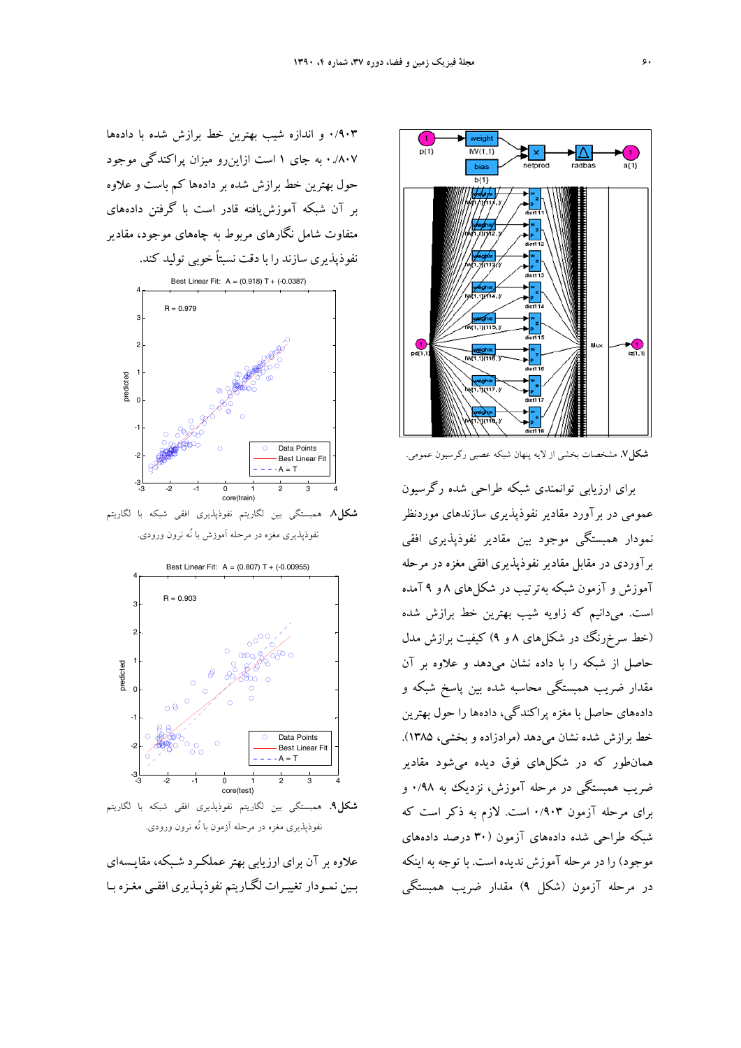شکل۷. مشخصات بخشی از لایه پنهان شبکه عصبی رگرسیون عمومی.

برای ارزیابی توانمندی شبکه طراحی شده رگرسیون عمومی در برآورد مقادیر نفوذپذیری سازندهای موردنظر نمودار همبستگی موجود بین مقادیر نفوذپذیری افقی برآوردی در مقابل مقادیر نفوذپذیری افقی مغزه در مرحله آموزش و آزمون شبکه به‌ترتیب در شکل‌های ۸ و ۹ آمده است. می‌دانیم که زاویه شیب بهترین خط برازش شده (خط سرخ‌رنگ در شکل‌های ۸ و ۹) کیفیت برازش مدل حاصل از شبکه را با داده نشان می‌دهد و علاوه بر آن مقدار ضریب همبستگی محاسبه شده بین پاسخ شبکه و داده‌های حاصل با مغزه پراکندگی، داده‌ها را حول بهترین خط برازش شده نشان می‌دهد (مرادزاده و بخشی، ۱۳۸۵). همان‌طور که در شکل‌های فوق دیده می‌شود مقادیر ضریب همبستگی در مرحله آموزش، نزدیک به ۰/۹۸ و برای مرحله آزمون ۰/۹۰۳ است. لازم به ذکر است که شبکه طراحی شده داده‌های آزمون (۳۰ درصد داده‌های موجود) را در مرحله آموزش ندیده است. با توجه به اینکه در مرحله آزمون (شکل ۹) مقدار ضریب همبستگی ۰/۹۰۳ و اندازه شیب بهترین خط برازش شده با داده‌ها ۰/۸۰۷ به جای ۱ است ازاین‌رو میزان پراکندگی موجود حول بهترین خط برازش شده بر داده‌ها کم باست و علاوه بر آن شبکه آموزش‌یافته قادر است با گرفتن داده‌های متفاوت شامل نگارهای مربوط به چاه‌های موجود، مقادیر نفوذپذیری سازند را با دقت نسبتاً خوبی تولید کند.

شکل۸. همبستگی بین لگاریتم نفوذپذیری افقی شبکه با لگاریتم نفوذپذیری مغزه در مرحله آموزش با نُه نرون ورودی.

شکل۹. همبستگی بین لگاریتم نفوذپذیری افقی شبکه با لگاریتم نفوذپذیری مغزه در مرحله آزمون با نُه نرون ورودی.

علاوه بر آن برای ارزیابی بهتر عملکرد شبکه، مقایسه‌ای بین نمودار تغییرات لگاریتم نفوذپذیری افقی مغزه با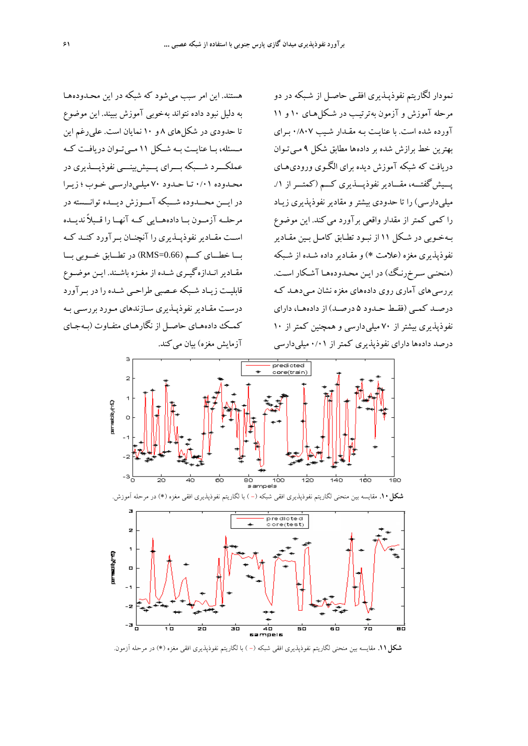نمودار لگاریتم نفوذپـذیری افقـی حاصـل از شـبکه در دو مرحله آموزش و آزمون به‌ترتیب در شـکل‌های ۱۰ و ۱۱ آورده شده است. با عنایـت بـه مقـدار شـیب ۰/۸۰۷ بـرای بهترین خط برازش شده بر داده‌ها مطابق شکل ۹ مـی‌تـوان دریافت که شبکه آموزش دیده برای الگـوی ورودی‌هـای پـیش‌گفتـه، مقـادیر نفوذپـذیری کـم (کمتـر از ۰/۱ میلی‌دارسی) را تا حدودی بیشتر و مقادیر نفوذپذیری زیـاد را کمی کمتر از مقدار واقعی برآورد می‌کند. این موضوع بـه‌خوبی در شکل ۱۱ از نبـود تطابق کامـل بـین مقـادیر نفوذپذیری مغزه (علامت *) و مقـادیر داده شـده از شـبکه (منحنـی سـرخ‌رنـگ) در ایـن محـدوده‌هـا آشـکار اسـت. بررسی‌های آماری روی داده‌های مغزه نشان مـی‌دهـد کـه درصـد کمـی (فقـط حـدود ۵ درصـد) از داده‌هـا، دارای نفوذپذیری بیشتر از ۷۰ میلی‌دارسی و همچنین کمتر از ۱۰ درصد داده‌ها دارای نفوذپذیری کمتر از ۰/۱ میلی‌دارسی هستند. این امر سبب می‌شود که شبکه در این محـدوده‌هـا به دلیل نبود داده نتواند به‌خوبی آموزش ببیند. این موضوع تا حدودی در شکل‌های ۸ و ۱۰ نمایان است. علی‌رغم این مـسئله، بـا عنایـت بـه شـکل ۱۱ مـی‌تـوان دریافـت کـه عملکـرد شـبکه بـرای پـیش‌بینـی نفوذپـذیری در محـدوده ۰/۰۱ تـا حـدود ۷۰ میلی‌دارسـی خـوب ؛ زیـرا در ایـن محـدوده شـبکه آمـوزش دیـده توانـسته در مرحلـه آزمـون بـا داده‌هـایی کـه آنهـا را قـبلاً ندیـده اسـت مقـادیر نفوذپـذیری را آنچنـان بـرآورد کنـد کـه بـا خطـای کـم (RMS=0.66) در تطـابق خـوبی بـا مقـادیر انـدازه‌گیـری شـده از مغـزه باشـند. ایـن موضـوع قابلیـت زیـاد شـبکه عـصبی طراحـی شـده را در بـرآورد درسـت مقـادیر نفوذپـذیری سـازندهای مـورد بررسـی بـه کمـک داده‌هـای حاصـل از نگارهـای متفـاوت (بـه‌جـای آزمایش مغزه) بیان می‌کند.

**شکل ۱۰.** مقایسه بین منحنی لگاریتم نفوذپذیری افقی شبکه (-) با لگاریتم نفوذپذیری افقی مغزه (*) در مرحله آموزش.

**شکل ۱۱.** مقایسه بین منحنی لگاریتم نفوذپذیری افقی شبکه (-) با لگاریتم نفوذپذیری افقی مغزه (*) در مرحله آزمون.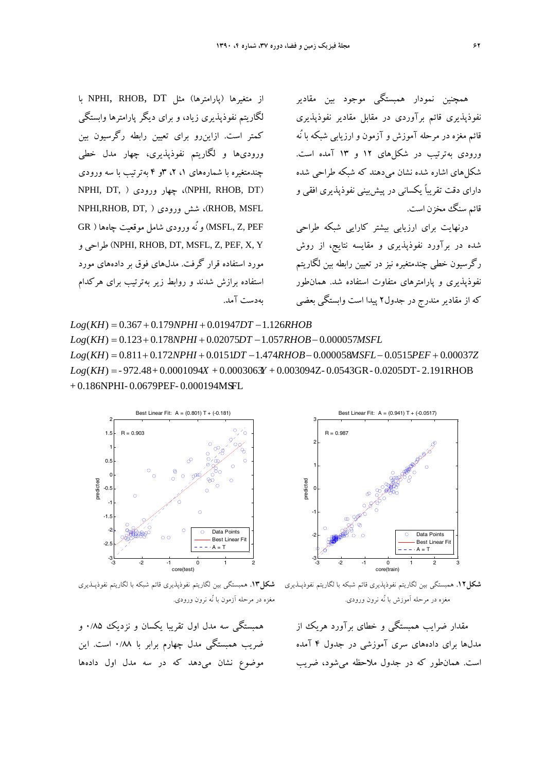همچنین نمودار همبستگی موجود بین مقادیر نفوذپذیری قائم برآوردی در مقابل مقادیر نفوذپذیری قائم مغزه در مرحله آموزش و آزمون و ارزیابی شبکه با نُه ورودی به‌ترتیب در شکل‌های ۱۲ و ۱۳ آمده است. شکل‌های اشاره شده نشان می‌دهند که شبکه طراحی شده دارای دقت تقریباً یکسانی در پیش‌بینی نفوذپذیری افقی و قائم سنگ مخزن است.

درنهایت برای ارزیابی بیشتر کارایی شبکه طراحی شده در برآورد نفوذپذیری و مقایسه نتایج، از روش رگرسیون خطی چندمتغیره نیز در تعیین رابطه بین لگاریتم نفوذپذیری و پارامترهای متفاوت استفاده شد. همان‌طور که از مقادیر مندرج در جدول۲ پیدا است وابستگی بعضی از متغیرها (پارامترها) مثل NPHI, RHOB, DT با لگاریتم نفوذپذیری زیاد، و برای دیگر پارامترها وابستگی کمتر است. ازاین‌رو برای تعیین رابطه رگرسیون بین ورودی‌ها و لگاریتم نفوذپذیری، چهار مدل خطی چندمتغیره با شماره‌های ۱، ۲، ۳و ۴ به‌ترتیب با سه ورودی (NPHI, RHOB, DT)، چهار ورودی (NPHI, DT, RHOB, MSFL)، شش ورودی (NPHI,RHOB, DT, MSFL, Z, PEF) و نُه ورودی شامل موقعیت چاه‌ها (GR NPHI, RHOB, DT, MSFL, Z, PEF, X, Y) طراحی و مورد استفاده قرار گرفت. مدل‌های فوق بر داده‌های مورد استفاده برازش شدند و روابط زیر به‌ترتیب برای هرکدام به‌دست آمد.

$$Log(KH) = 0.367 + 0.179NPHI + 0.01947DT - 1.126RHOB$$

$$Log(KH) = 0.123 + 0.178NPHI + 0.02075DT - 1.057RHOB - 0.000057MSFL$$

$$Log(KH) = 0.811 + 0.172NPHI + 0.0151DT - 1.474RHOB - 0.000058MSFL - 0.0515PEF + 0.00037Z$$

$$Log(KH) = -972.48 + 0.0001094X + 0.0003063Y + 0.003094Z - 0.0543GR - 0.0205DT - 2.191RHOB + 0.186NPHI - 0.0679PEF - 0.000194MSFL$$

**شکل۱۲.** همبستگی بین لگاریتم نفوذپذیری قائم شبکه با لگاریتم نفوذپذیری مغزه در مرحله آموزش با نُه نرون ورودی.

**شکل۱۳.** همبستگی بین لگاریتم نفوذپذیری قائم شبکه با لگاریتم نفوذپذیری مغزه در مرحله آزمون با نُه نرون ورودی.

مقدار ضرایب همبستگی و خطای برآورد هریک از مدل‌ها برای داده‌های سری آموزشی در جدول ۴ آمده است. همان‌طور که در جدول ملاحظه می‌شود، ضریب همبستگی سه مدل اول تقریبا یکسان و نزدیک ۰/۸۵ و ضریب همبستگی مدل چهارم برابر با ۰/۸۸ است. این موضوع نشان می‌دهد که در سه مدل اول داده‌ها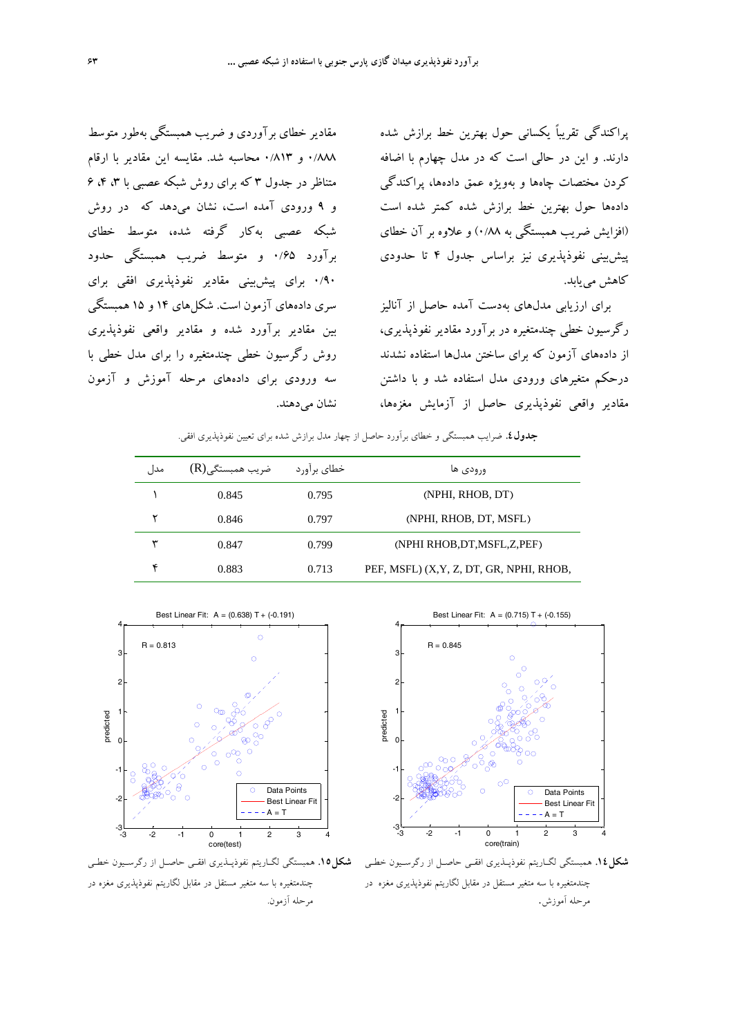پراکندگی تقریباً یکسانی حول بهترین خط برازش شده دارند. و این در حالی است که در مدل چهارم با اضافه کردن مختصات چاه‌ها و بویژه عمق داده‌ها، پراکندگی داده‌ها حول بهترین خط برازش شده کمتر شده است (افزایش ضریب همبستگی به ۰/۸۸) و علاوه بر آن خطای پیش‌بینی نفوذپذیری نیز براساس جدول ۴ تا حدودی کاهش می‌یابد.

برای ارزیابی مدل‌های به‌دست آمده حاصل از آنالیز رگرسیون خطی چندمتغیره در برآورد مقادیر نفوذپذیری، از داده‌های آزمون که برای ساختن مدل‌ها استفاده نشدند درحکم متغیرهای ورودی مدل استفاده شد و با داشتن مقادیر واقعی نفوذپذیری حاصل از آزمایش مغزه‌ها، مقادیر خطای برآوردی و ضریب همبستگی به‌طور متوسط ۰/۸۸۸ و ۰/۸۱۳ محاسبه شد. مقایسه این مقادیر با ارقام متناظر در جدول ۳ که برای روش شبکه عصبی با ۳، ۴، ۶ و ۹ ورودی آمده است، نشان می‌دهد که در روش شبکه عصبی به‌کار گرفته شده، متوسط خطای برآورد ۰/۶۵ و متوسط ضریب همبستگی حدود ۰/۹۰ برای پیش‌بینی مقادیر نفوذپذیری افقی برای سری داده‌های آزمون است. شکل‌های ۱۴ و ۱۵ همبستگی بین مقادیر برآورد شده و مقادیر واقعی نفوذپذیری روش رگرسیون خطی چندمتغیره را برای مدل خطی با سه ورودی برای داده‌های مرحله آموزش و آزمون نشان می‌دهند.

**جدول ٤.** ضرایب همبستگی و خطای برآورد حاصل از چهار مدل برازش شده برای تعیین نفوذپذیری افقی.

| مدل | ضریب همبستگی(R) | خطای برآورد | ورودی ها |
|---|---|---|---|
| ١ | 0.845 | 0.795 | (NPHI, RHOB, DT) |
| ٢ | 0.846 | 0.797 | (NPHI, RHOB, DT, MSFL) |
| ٣ | 0.847 | 0.799 | (NPHI RHOB,DT,MSFL,Z,PEF) |
| ۴ | 0.883 | 0.713 | PEF, MSFL) (X,Y, Z, DT, GR, NPHI, RHOB, |

**شکل ١٤.** همبستگی لگاریتم نفوذپذیری افقی حاصل از رگرسیون خطی چندمتغیره با سه متغیر مستقل در مقابل لگاریتم نفوذپذیری مغزه در مرحله آموزش.

**شکل ١٥.** همبستگی لگاریتم نفوذپذیری افقی حاصل از رگرسیون خطی چندمتغیره با سه متغیر مستقل در مقابل لگاریتم نفوذپذیری مغزه در مرحله آزمون.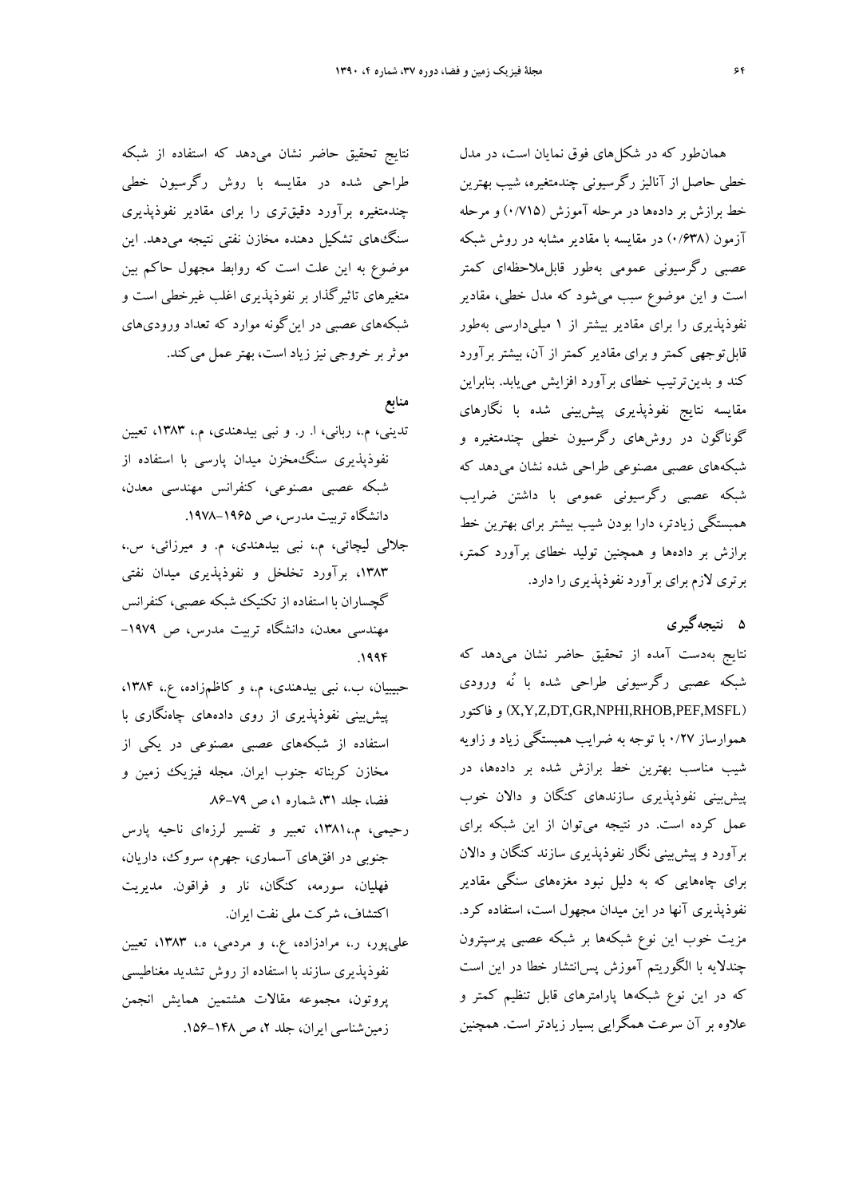همان‌طور که در شکل‌های فوق نمایان است، در مدل خطی حاصل از آنالیز رگرسیونی چندمتغیره، شیب بهترین خط برازش بر داده‌ها در مرحله آموزش (۰/۷۱۵) و مرحله آزمون (۰/۶۳۸) در مقایسه با مقادیر مشابه در روش شبکه عصبی رگرسیونی عمومی به‌طور قابل‌ملاحظه‌ای کمتر است و این موضوع سبب می‌شود که مدل خطی، مقادیر نفوذپذیری را برای مقادیر بیشتر از ۱ میلی‌دارسی به‌طور قابل‌توجهی کمتر و برای مقادیر کمتر از آن، بیشتر برآورد کند و بدین‌ترتیب خطای برآورد افزایش می‌یابد. بنابراین مقایسه نتایج نفوذپذیری پیش‌بینی شده با نگارهای گوناگون در روش‌های رگرسیون خطی چندمتغیره و شبکه‌های عصبی مصنوعی طراحی شده نشان می‌دهد که شبکه عصبی رگرسیونی عمومی با داشتن ضرایب همبستگی زیادتر، دارا بودن شیب بیشتر برای بهترین خط برازش بر داده‌ها و همچنین تولید خطای برآورد کمتر، برتری لازم برای برآورد نفوذپذیری را دارد.

## ۵ نتیجه‌گیری

نتایج به‌دست آمده از تحقیق حاضر نشان می‌دهد که شبکه عصبی رگرسیونی طراحی شده با نُه ورودی (X,Y,Z,DT,GR,NPHI,RHOB,PEF,MSFL) و فاکتور هموارساز ۰/۲۷ با توجه به ضرایب همبستگی زیاد و زاویه شیب مناسب بهترین خط برازش شده بر داده‌ها، در پیش‌بینی نفوذپذیری سازندهای کنگان و دالان خوب عمل کرده است. در نتیجه می‌توان از این شبکه برای برآورد و پیش‌بینی نگار نفوذپذیری سازند کنگان و دالان برای چاه‌هایی که به دلیل نبود مغزه‌های سنگی مقادیر نفوذپذیری آنها در این میدان مجهول است، استفاده کرد. مزیت خوب این نوع شبکه‌ها بر شبکه عصبی پرسپترون چندلایه با الگوریتم آموزش پس‌انتشار خطا در این است که در این نوع شبکه‌ها پارامترهای قابل تنظیم کمتر و علاوه بر آن سرعت همگرایی بسیار زیادتر است. همچنین نتایج تحقیق حاضر نشان می‌دهد که استفاده از شبکه طراحی شده در مقایسه با روش رگرسیون خطی چندمتغیره برآورد دقیق‌تری را برای مقادیر نفوذپذیری سنگ‌های تشکیل دهنده مخازن نفتی نتیجه می‌دهد. این موضوع به این علت است که روابط مجهول حاکم بین متغیرهای تاثیرگذار بر نفوذپذیری اغلب غیرخطی است و شبکه‌های عصبی در این‌گونه موارد که تعداد ورودی‌های موثر بر خروجی نیز زیاد است، بهتر عمل می‌کند.

## منابع

تدینی، م.، ربانی، ا. ر. و نبی بیدهندی، م.، ۱۳۸۳، تعیین نفوذپذیری سنگ‌مخزن میدان پارسی با استفاده از شبکه عصبی مصنوعی، کنفرانس مهندسی معدن، دانشگاه تربیت مدرس، ص ۱۹۶۵–۱۹۷۸.

جلالی لیچائی، م.، نبی بیدهندی، م. و میرزائی، س.، ۱۳۸۳، برآورد تخلخل و نفوذپذیری میدان نفتی گچساران با استفاده از تکنیک شبکه عصبی، کنفرانس مهندسی معدن، دانشگاه تربیت مدرس، ص ۱۹۷۹–۱۹۹۴.

حبیبیان، ب.، نبی بیدهندی، م.، و کاظم‌زاده، ع.، ۱۳۸۴، پیش‌بینی نفوذپذیری از روی داده‌های چاه‌نگاری با استفاده از شبکه‌های عصبی مصنوعی در یکی از مخازن کربناته جنوب ایران. مجله فیزیک زمین و فضا، جلد ۳۱، شماره ۱، ص ۷۹–۸۶.

رحیمی، م.،۱۳۸۱، تعبیر و تفسیر لرزه‌ای ناحیه پارس جنوبی در افق‌های آسماری، جهرم، سروک، داریان، فهلیان، سورمه، کنگان، نار و فراقون. مدیریت اکتشاف، شرکت ملی نفت ایران.

علی‌پور، ر.، مرادزاده، ع.، و مردمی، ه.، ۱۳۸۳، تعیین نفوذپذیری سازند با استفاده از روش تشدید مغناطیسی پروتون، مجموعه مقالات هشتمین همایش انجمن زمین‌شناسی ایران، جلد ۲، ص ۱۴۸–۱۵۶.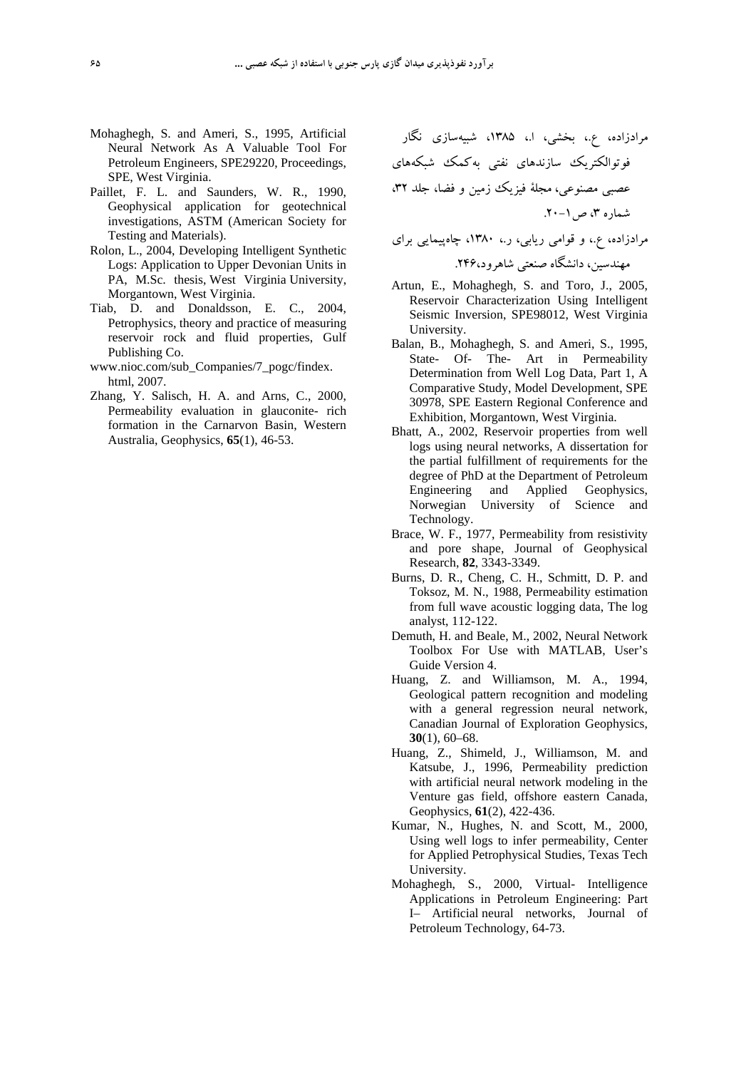مرادزاده، ع.، بخشی، ا.، ۱۳۸۵، شبیه‌سازی نگار فوتوالکتریک سازندهای نفتی به‌کمک شبکه‌های عصبی مصنوعی، مجلهٔ فیزیک زمین و فضا، جلد ۳۲، شماره ۳، ص ۱-۲۰.

مرادزاده، ع.، و قوامی ریابی، ر.، ۱۳۸۰، چاه‌پیمایی برای مهندسین، دانشگاه صنعتی شاهرود، ۲۴۶.

Artun, E., Mohaghegh, S. and Toro, J., 2005, Reservoir Characterization Using Intelligent Seismic Inversion, SPE98012, West Virginia University.

Balan, B., Mohaghegh, S. and Ameri, S., 1995, State- Of- The- Art in Permeability Determination from Well Log Data, Part 1, A Comparative Study, Model Development, SPE 30978, SPE Eastern Regional Conference and Exhibition, Morgantown, West Virginia.

Bhatt, A., 2002, Reservoir properties from well logs using neural networks, A dissertation for the partial fulfillment of requirements for the degree of PhD at the Department of Petroleum Engineering and Applied Geophysics, Norwegian University of Science and Technology.

Brace, W. F., 1977, Permeability from resistivity and pore shape, Journal of Geophysical Research, **82**, 3343-3349.

Burns, D. R., Cheng, C. H., Schmitt, D. P. and Toksoz, M. N., 1988, Permeability estimation from full wave acoustic logging data, The log analyst, 112-122.

Demuth, H. and Beale, M., 2002, Neural Network Toolbox For Use with MATLAB, User's Guide Version 4.

Huang, Z. and Williamson, M. A., 1994, Geological pattern recognition and modeling with a general regression neural network, Canadian Journal of Exploration Geophysics, **30**(1), 60–68.

Huang, Z., Shimeld, J., Williamson, M. and Katsube, J., 1996, Permeability prediction with artificial neural network modeling in the Venture gas field, offshore eastern Canada, Geophysics, **61**(2), 422-436.

Kumar, N., Hughes, N. and Scott, M., 2000, Using well logs to infer permeability, Center for Applied Petrophysical Studies, Texas Tech University.

Mohaghegh, S., 2000, Virtual- Intelligence Applications in Petroleum Engineering: Part I– Artificial neural networks, Journal of Petroleum Technology, 64-73.

Mohaghegh, S. and Ameri, S., 1995, Artificial Neural Network As A Valuable Tool For Petroleum Engineers, SPE29220, Proceedings, SPE, West Virginia.

Paillet, F. L. and Saunders, W. R., 1990, Geophysical application for geotechnical investigations, ASTM (American Society for Testing and Materials).

Rolon, L., 2004, Developing Intelligent Synthetic Logs: Application to Upper Devonian Units in PA, M.Sc. thesis, West Virginia University, Morgantown, West Virginia.

Tiab, D. and Donaldsson, E. C., 2004, Petrophysics, theory and practice of measuring reservoir rock and fluid properties, Gulf Publishing Co.

www.nioc.com/sub_Companies/7_pogc/findex.html, 2007.

Zhang, Y. Salisch, H. A. and Arns, C., 2000, Permeability evaluation in glauconite- rich formation in the Carnarvon Basin, Western Australia, Geophysics, **65**(1), 46-53.